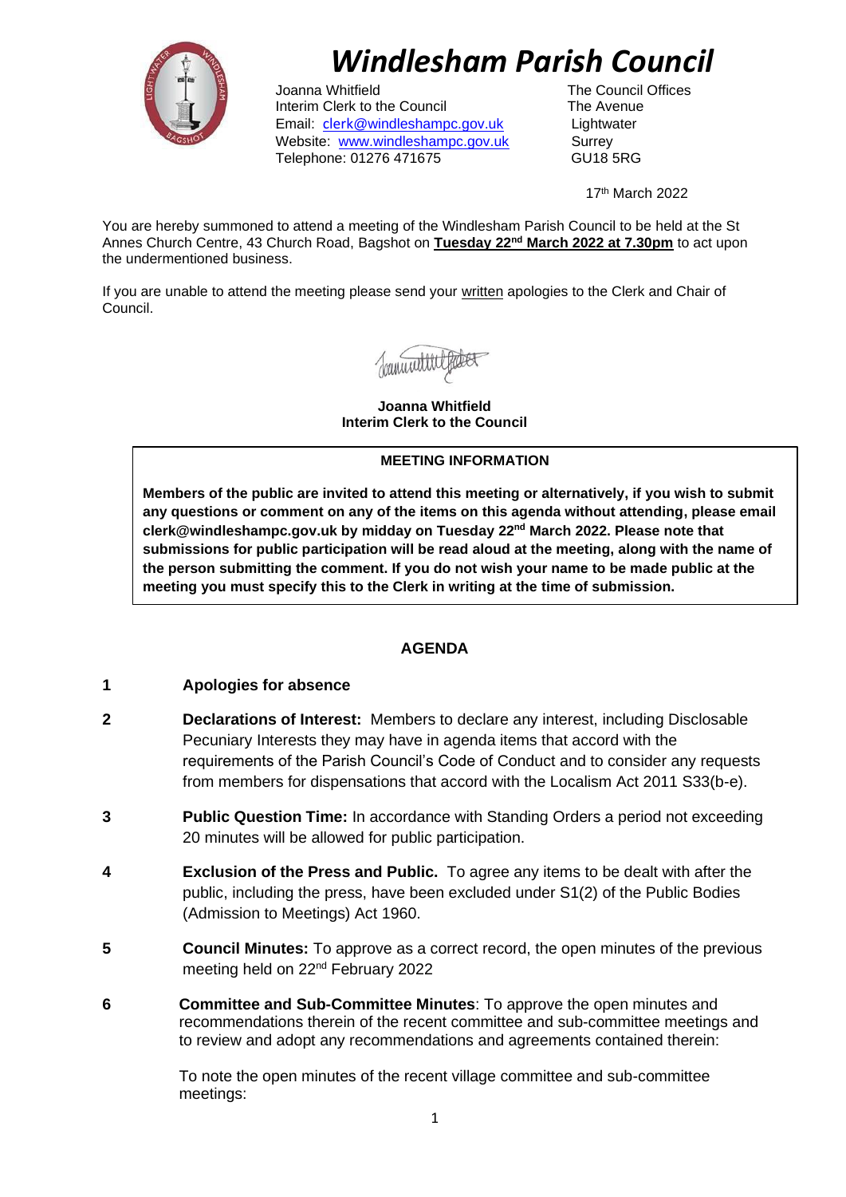# Windlesham Parish Council

Joanna Whitfield
Interim Clerk to the Council
Email: clerk@windleshampc.gov.uk
Website: www.windleshampc.gov.uk
Telephone: 01276 471675

The Council Offices
The Avenue
Lightwater
Surrey
GU18 5RG

17th March 2022

You are hereby summoned to attend a meeting of the Windlesham Parish Council to be held at the St Annes Church Centre, 43 Church Road, Bagshot on **Tuesday 22nd March 2022 at 7.30pm** to act upon the undermentioned business.

If you are unable to attend the meeting please send your written apologies to the Clerk and Chair of Council.

**Joanna Whitfield**
**Interim Clerk to the Council**

**MEETING INFORMATION**

**Members of the public are invited to attend this meeting or alternatively, if you wish to submit any questions or comment on any of the items on this agenda without attending, please email clerk@windleshampc.gov.uk by midday on Tuesday 22nd March 2022. Please note that submissions for public participation will be read aloud at the meeting, along with the name of the person submitting the comment. If you do not wish your name to be made public at the meeting you must specify this to the Clerk in writing at the time of submission.**

## AGENDA

**1** **Apologies for absence**

**2** **Declarations of Interest:** Members to declare any interest, including Disclosable Pecuniary Interests they may have in agenda items that accord with the requirements of the Parish Council's Code of Conduct and to consider any requests from members for dispensations that accord with the Localism Act 2011 S33(b-e).

**3** **Public Question Time:** In accordance with Standing Orders a period not exceeding 20 minutes will be allowed for public participation.

**4** **Exclusion of the Press and Public.** To agree any items to be dealt with after the public, including the press, have been excluded under S1(2) of the Public Bodies (Admission to Meetings) Act 1960.

**5** **Council Minutes:** To approve as a correct record, the open minutes of the previous meeting held on 22nd February 2022

**6** **Committee and Sub-Committee Minutes**: To approve the open minutes and recommendations therein of the recent committee and sub-committee meetings and to review and adopt any recommendations and agreements contained therein:

To note the open minutes of the recent village committee and sub-committee meetings: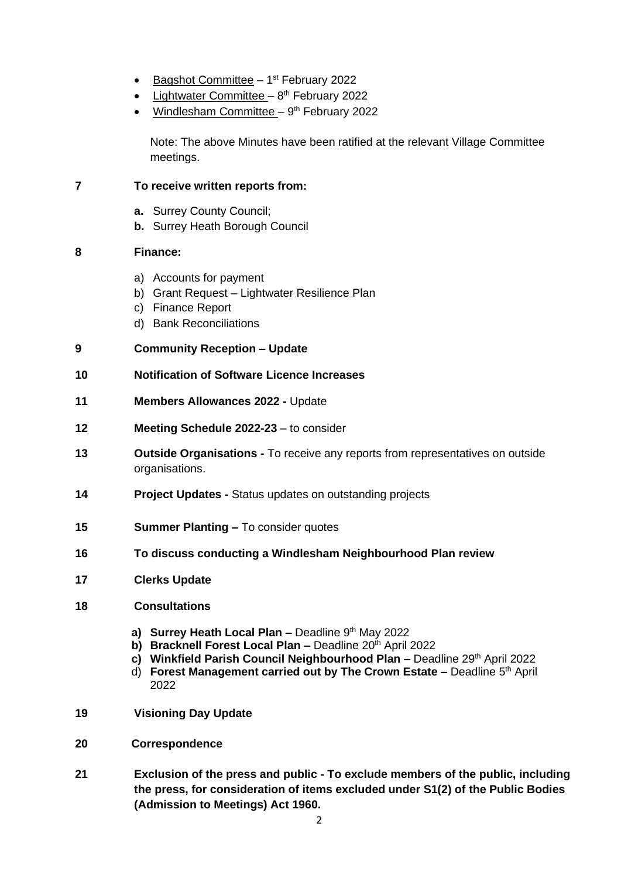- Bagshot Committee – 1st February 2022
- Lightwater Committee – 8th February 2022
- Windlesham Committee – 9th February 2022

Note: The above Minutes have been ratified at the relevant Village Committee meetings.

**7 To receive written reports from:**

- **a.** Surrey County Council;
- **b.** Surrey Heath Borough Council

**8 Finance:**

- a) Accounts for payment
- b) Grant Request – Lightwater Resilience Plan
- c) Finance Report
- d) Bank Reconciliations

**9 Community Reception – Update**

**10 Notification of Software Licence Increases**

**11 Members Allowances 2022 -** Update

**12 Meeting Schedule 2022-23** – to consider

**13 Outside Organisations -** To receive any reports from representatives on outside organisations.

**14 Project Updates -** Status updates on outstanding projects

**15 Summer Planting –** To consider quotes

**16 To discuss conducting a Windlesham Neighbourhood Plan review**

**17 Clerks Update**

**18 Consultations**

- **a) Surrey Heath Local Plan –** Deadline 9th May 2022
- **b) Bracknell Forest Local Plan –** Deadline 20th April 2022
- **c) Winkfield Parish Council Neighbourhood Plan –** Deadline 29th April 2022
- d) **Forest Management carried out by The Crown Estate –** Deadline 5th April 2022

**19 Visioning Day Update**

**20 Correspondence**

**21 Exclusion of the press and public - To exclude members of the public, including the press, for consideration of items excluded under S1(2) of the Public Bodies (Admission to Meetings) Act 1960.**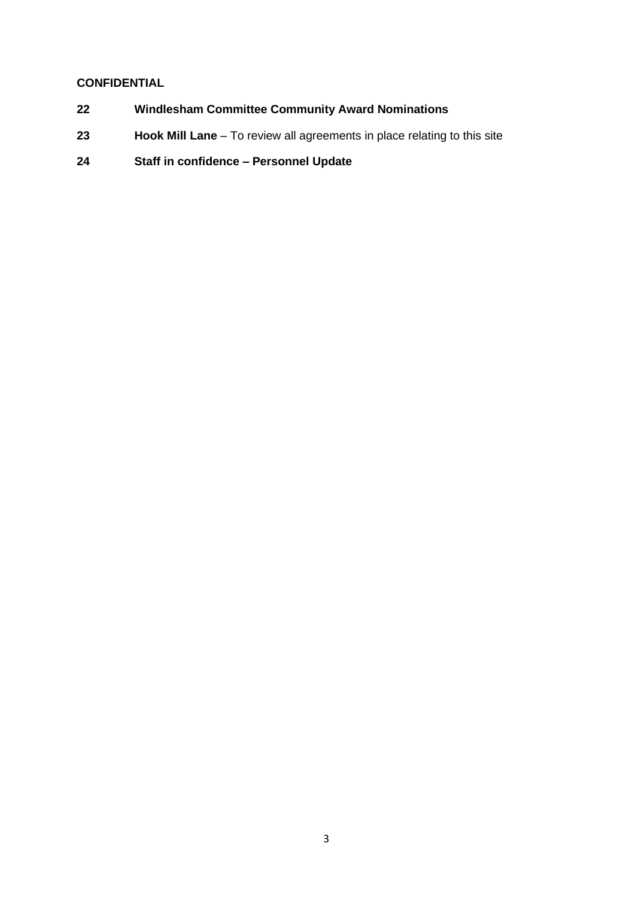**CONFIDENTIAL**

**22** **Windlesham Committee Community Award Nominations**

**23** **Hook Mill Lane** – To review all agreements in place relating to this site

**24** **Staff in confidence – Personnel Update**